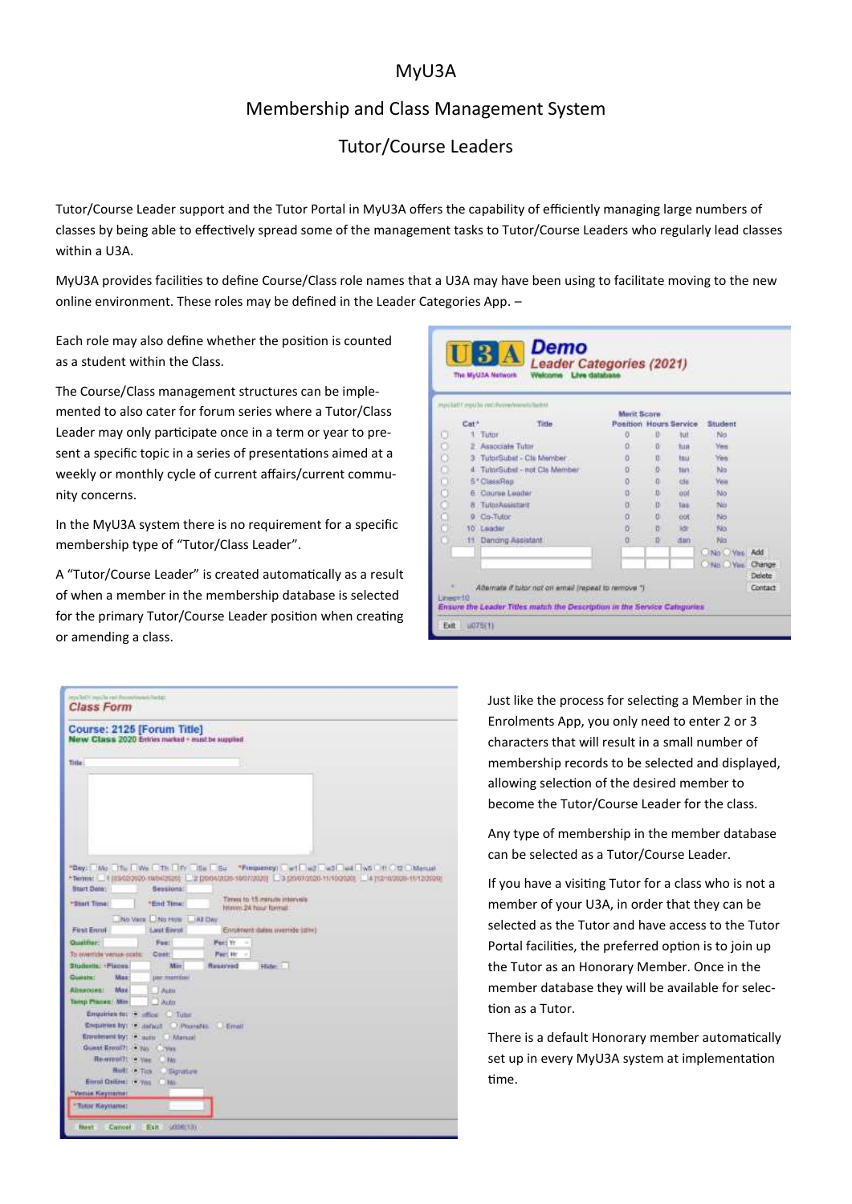# MyU3A

## Membership and Class Management System

## Tutor/Course Leaders

Tutor/Course Leader support and the Tutor Portal in MyU3A offers the capability of efficiently managing large numbers of classes by being able to effectively spread some of the management tasks to Tutor/Course Leaders who regularly lead classes within a U3A.

MyU3A provides facilities to define Course/Class role names that a U3A may have been using to facilitate moving to the new online environment. These roles may be defined in the Leader Categories App. –

Each role may also define whether the position is counted as a student within the Class.

The Course/Class management structures can be implemented to also cater for forum series where a Tutor/Class Leader may only participate once in a term or year to present a specific topic in a series of presentations aimed at a weekly or monthly cycle of current affairs/current community concerns.

In the MyU3A system there is no requirement for a specific membership type of "Tutor/Class Leader".

A "Tutor/Course Leader" is created automatically as a result of when a member in the membership database is selected for the primary Tutor/Course Leader position when creating or amending a class.

Just like the process for selecting a Member in the Enrolments App, you only need to enter 2 or 3 characters that will result in a small number of membership records to be selected and displayed, allowing selection of the desired member to become the Tutor/Course Leader for the class.

Any type of membership in the member database can be selected as a Tutor/Course Leader.

If you have a visiting Tutor for a class who is not a member of your U3A, in order that they can be selected as the Tutor and have access to the Tutor Portal facilities, the preferred option is to join up the Tutor as an Honorary Member. Once in the member database they will be available for selection as a Tutor.

There is a default Honorary member automatically set up in every MyU3A system at implementation time.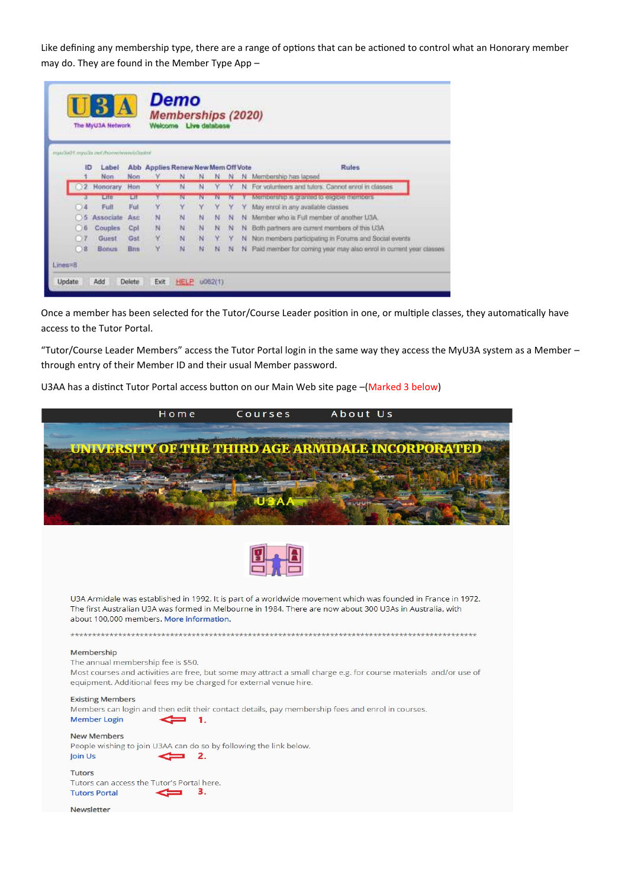Like defining any membership type, there are a range of options that can be actioned to control what an Honorary member may do. They are found in the Member Type App –

| ID | Label | Abb | Applies | Renew | New | Mem | Off | Vote | Rules |
|---|---|---|---|---|---|---|---|---|---|
| 1 | Non | Non | Y | N | N | N | N | N | Membership has lapsed |
| 2 | Honorary | Hon | Y | N | N | Y | Y | N | For volunteers and tutors. Cannot enrol in classes |
| 3 | Life | Lif | Y | N | N | N | N | Y | Membership is granted to eligible members |
| 4 | Full | Ful | Y | Y | Y | Y | Y | Y | May enrol in any available classes |
| 5 | Associate | Asc | N | N | N | N | N | N | Member who is Full member of another U3A |
| 6 | Couples | Cpl | N | N | N | N | N | N | Both partners are current members of this U3A |
| 7 | Guest | Gst | Y | N | N | Y | Y | N | Non members participating in Forums and Social events |
| 8 | Bonus | Bns | Y | N | N | N | N | N | Paid member for coming year may also enrol in current year classes |

Once a member has been selected for the Tutor/Course Leader position in one, or multiple classes, they automatically have access to the Tutor Portal.

"Tutor/Course Leader Members" access the Tutor Portal login in the same way they access the MyU3A system as a Member – through entry of their Member ID and their usual Member password.

U3AA has a distinct Tutor Portal access button on our Main Web site page –(Marked 3 below)

Home Courses About Us

UNIVERSITY OF THE THIRD AGE ARMIDALE INCORPORATED

U3A Armidale was established in 1992. It is part of a worldwide movement which was founded in France in 1972. The first Australian U3A was formed in Melbourne in 1984. There are now about 300 U3As in Australia, with about 100,000 members. More information.

Membership
The annual membership fee is $50.
Most courses and activities are free, but some may attract a small charge e.g. for course materials and/or use of equipment. Additional fees my be charged for external venue hire.

Existing Members
Members can login and then edit their contact details, pay membership fees and enrol in courses.
Member Login ⇐ 1.

New Members
People wishing to join U3AA can do so by following the link below.
Join Us ⇐ 2.

Tutors
Tutors can access the Tutor's Portal here.
Tutors Portal ⇐ 3.

Newsletter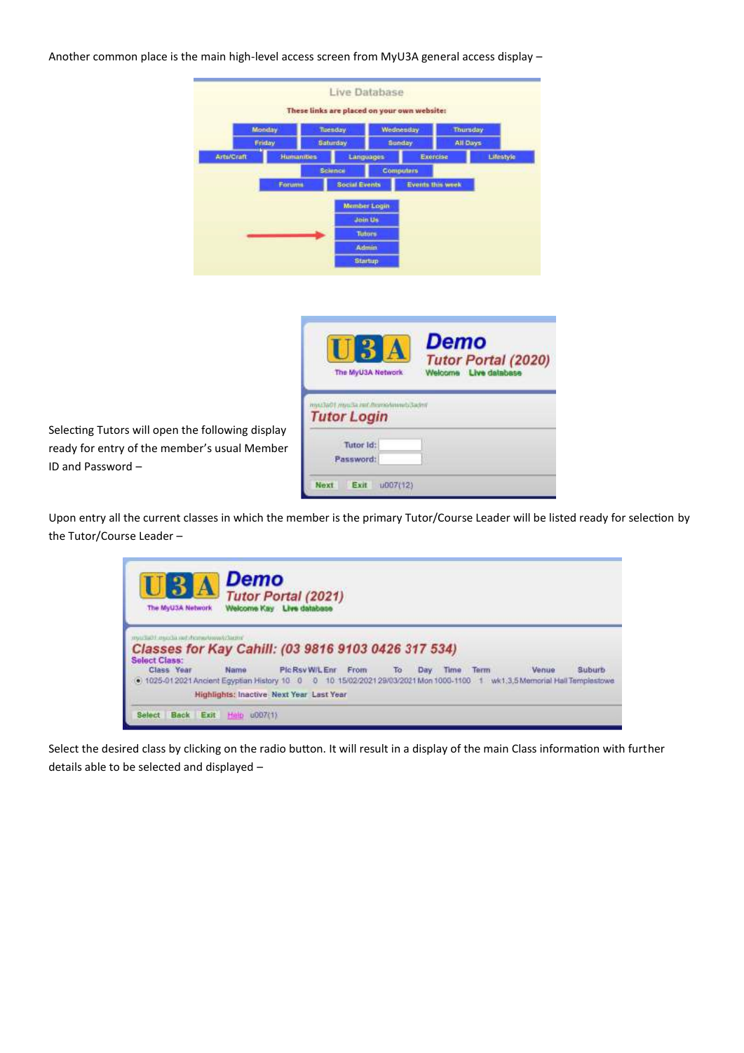Another common place is the main high-level access screen from MyU3A general access display –

Selecting Tutors will open the following display ready for entry of the member's usual Member ID and Password –

Upon entry all the current classes in which the member is the primary Tutor/Course Leader will be listed ready for selection by the Tutor/Course Leader –

Select the desired class by clicking on the radio button. It will result in a display of the main Class information with further details able to be selected and displayed –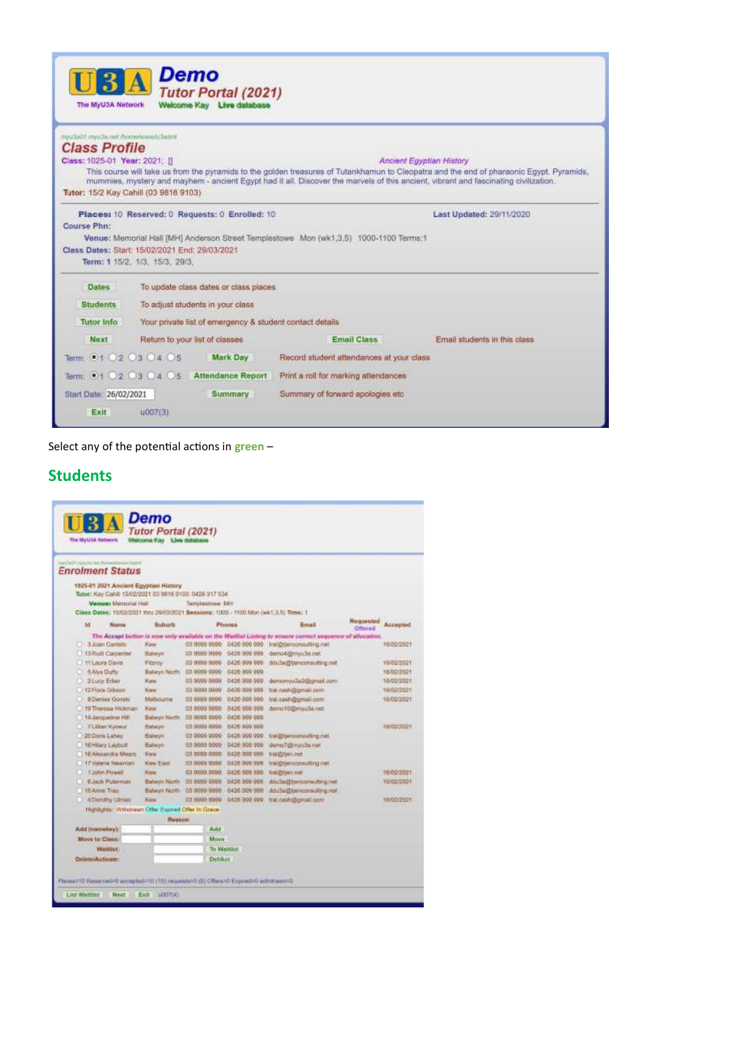U3A **Demo**
*Tutor Portal (2021)*
The MyU3A Network — Welcome Kay — Live database

myu3a01 myu3a.net /home/www/u3adm/

## Class Profile

**Class:** 1025-01 **Year:** 2021; [] — *Ancient Egyptian History*

This course will take us from the pyramids to the golden treasures of Tutankhamun to Cleopatra and the end of pharaonic Egypt. Pyramids, mummies, mystery and mayhem - ancient Egypt had it all. Discover the marvels of this ancient, vibrant and fascinating civilization.

**Tutor:** 15/2 Kay Cahill (03 9816 9103)

**Places:** 10 **Reserved:** 0 **Requests:** 0 **Enrolled:** 10 — **Last Updated:** 29/11/2020

**Course Phn:**

**Venue:** Memorial Hall [MH] Anderson Street Templestowe Mon (wk1,3,5) 1000-1100 Terms:1

**Class Dates:** Start: 15/02/2021 End: 29/03/2021

**Term:** 1 15/2, 1/3, 15/3, 29/3,

| Button | Description |
|---|---|
| Dates | To update class dates or class places |
| Students | To adjust students in your class |
| Tutor Info | Your private list of emergency & student contact details |
| Next | Return to your list of classes |
| Email Class | Email students in this class |
| Term: ◉1 ○2 ○3 ○4 ○5 — Mark Day | Record student attendances at your class |
| Term: ◉1 ○2 ○3 ○4 ○5 — Attendance Report | Print a roll for marking attendances |
| Start Date: 26/02/2021 — Summary | Summary of forward apologies etc |
| Exit | u007(3) |

Select any of the potential actions in **green** –

## Students

U3A **Demo**
*Tutor Portal (2021)*
The MyU3A Network — Welcome Kay — Live database

### Enrolment Status

1025-01 2021 Ancient Egyptian History
Tutor: Kay Cahill 15/02/2021 03 9816 9103; 0428 317 534
Venue: Memorial Hall Templestowe MH
Class Dates: 15/02/2021 thru 29/03/2021 Sessions: 1000 - 1100 Mon (wk1,3,5) Trms: 1

*The Accept button is now only available on the Waitlist Listing to ensure correct sequence of allocation.*

| Id | Name | Suburb | Phones | | Email | Requested / Offered | Accepted |
|---|---|---|---|---|---|---|---|
| 3 | Joan Cantelo | Kew | 03 9999 9999 | 0426 999 999 | tral@tjenconsulting.net | | 16/02/2021 |
| 13 | Rudi Carpenter | Balwyn | 03 9999 9999 | 0426 999 999 | demo4@myu3a.net | | |
| 11 | Laura Davis | Fitzroy | 03 9999 9999 | 0426 999 999 | ddu3a@tjenconsulting.net | | 15/02/2021 |
| 5 | Alya Duffy | Balwyn North | 03 9999 9999 | 0426 999 999 | | | 16/02/2021 |
| 2 | Lucy Erber | Kew | 03 9999 9999 | 0426 999 999 | demomyu3a2@gmail.com | | 16/02/2021 |
| 12 | Flora Gibson | Kew | 03 9999 9999 | 0426 999 999 | tral.cash@gmail.com | | 16/02/2021 |
| 8 | Denise Gorski | Melbourne | 03 9999 9999 | 0426 999 999 | tral.cash@gmail.com | | 16/02/2021 |
| 19 | Theresa Hickman | Kew | 03 9999 9999 | 0426 999 999 | demo10@myu3a.net | | |
| 14 | Jacqueline Hill | Balwyn North | 03 9999 9999 | 0426 999 999 | | | |
| 7 | Lilian Kyneur | Balwyn | 03 9999 9999 | 0426 999 999 | | | 16/02/2021 |
| 20 | Doris Lahey | Balwyn | 03 9999 9999 | 0426 999 999 | tral@tjenconsulting.net | | |
| 16 | Hilary Laybutt | Balwyn | 03 9999 9999 | 0426 999 999 | demo7@myu3a.net | | |
| 18 | Alexandra Mears | Kew | 03 9999 9999 | 0426 999 999 | tral@tjen.net | | |
| 17 | Valerie Newman | Kew East | 03 9999 9999 | 0426 999 999 | tral@tjenconsulting.net | | |
| 1 | John Powell | Kew | 03 9999 9999 | 0426 999 999 | tral@tjen.net | | 16/02/2021 |
| 6 | Jack Puterman | Balwyn North | 03 9999 9999 | 0426 999 999 | ddu3a@tjenconsulting.net | | 16/02/2021 |
| 15 | Anne Trau | Balwyn North | 03 9999 9999 | 0426 999 999 | ddu3a@tjenconsulting.net | | |
| 4 | Dorothy Ulman | Kew | 03 9999 9999 | 0426 999 999 | tral.cash@gmail.com | | 16/02/2021 |

Highlights: Withdrawn Offer Expired Offer In Grace

| | | Reason | |
|---|---|---|---|
| Add (namekey): | | | Add |
| Move to Class: | | | Move |
| Waitlist: | | | To Waitlist |
| Delete/Activate: | | | Del/Act |

Places=10 Reserved=0 accepted=10 (10) requests=0 (0) Offers=0 Expired=0 withdrawn=0

List Waitlist | Next | Exit | u007(4)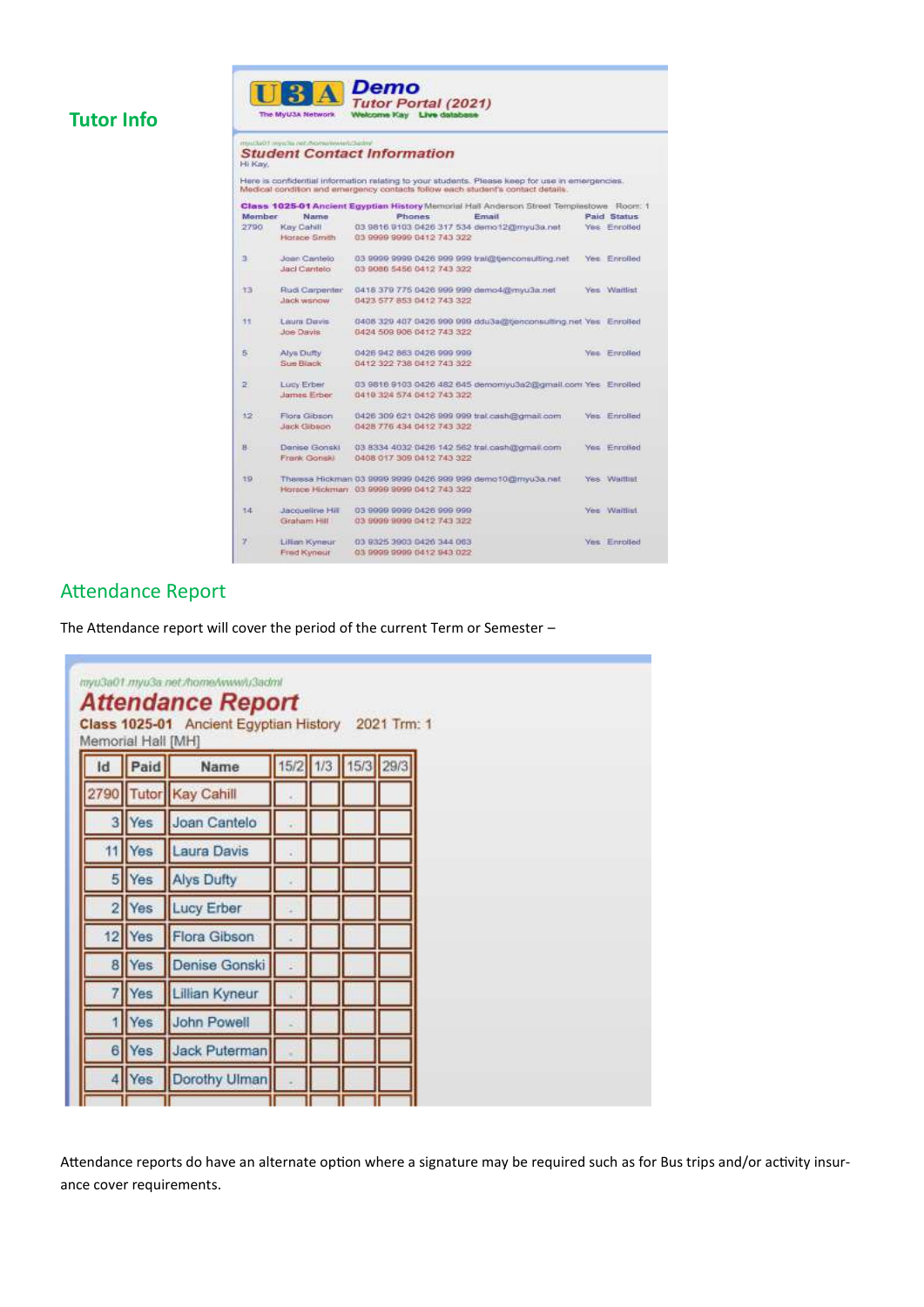## Tutor Info

**U3A** Demo
Tutor Portal (2021)
The MyU3A Network — Welcome Kay — Live database

myu3a01 myu3a.net /home/www/u3adml

**Student Contact Information**

Hi Kay,

Here is confidential information relating to your students. Please keep for use in emergencies.
Medical condition and emergency contacts follow each student's contact details.

**Class 1025-01 Ancient Egyptian History** Memorial Hall Anderson Street Templestowe Room: 1

| Member | Name | Phones | Email | Paid | Status |
|---|---|---|---|---|---|
| 2790 | Kay Cahill<br>Horace Smith | 03 9816 9103 0426 317 534<br>03 9999 9999 0412 743 322 | demo12@myu3a.net | Yes | Enrolled |
| 3 | Joan Cantelo<br>Jaci Cantelo | 03 9999 9999 0426 999 999<br>03 9086 5456 0412 743 322 | trai@tjenconsulting.net | Yes | Enrolled |
| 13 | Rudi Carpenter<br>Jack wsnow | 0418 379 775 0426 999 999<br>0423 577 853 0412 743 322 | demo4@myu3a.net | Yes | Waitlist |
| 11 | Laura Davis<br>Joe Davis | 0408 329 407 0426 999 999<br>0424 509 906 0412 743 322 | ddu3a@tjenconsulting.net | Yes | Enrolled |
| 5 | Alys Dufty<br>Sue Black | 0426 942 863 0426 999 999<br>0412 322 738 0412 743 322 | | Yes | Enrolled |
| 2 | Lucy Erber<br>James Erber | 03 9816 9103 0426 482 645<br>0419 324 574 0412 743 322 | demomyu3a2@gmail.com | Yes | Enrolled |
| 12 | Flora Gibson<br>Jack Gibson | 0426 309 621 0426 999 999<br>0428 776 434 0412 743 322 | tral.cash@gmail.com | Yes | Enrolled |
| 8 | Denise Gonski<br>Frank Gonski | 03 8334 4032 0426 142 562<br>0408 017 309 0412 743 322 | tral.cash@gmail.com | Yes | Enrolled |
| 19 | Theresa Hickman<br>Horace Hickman | 03 9999 9999 0426 999 999<br>03 9999 9999 0412 743 322 | demo10@myu3a.net | Yes | Waitlist |
| 14 | Jacqueline Hill<br>Graham Hill | 03 9999 9999 0426 999 999<br>03 9999 9999 0412 743 322 | | Yes | Waitlist |
| 7 | Lillian Kyneur<br>Fred Kyneur | 03 9325 3903 0426 344 063<br>03 9999 9999 0412 943 022 | | Yes | Enrolled |

## Attendance Report

The Attendance report will cover the period of the current Term or Semester –

myu3a01 myu3a.net /home/www/u3adml

**Attendance Report**

**Class 1025-01** Ancient Egyptian History 2021 Trm: 1
Memorial Hall [MH]

| Id | Paid | Name | 15/2 | 1/3 | 15/3 | 29/3 |
|---|---|---|---|---|---|---|
| 2790 | Tutor | Kay Cahill | . | | | |
| 3 | Yes | Joan Cantelo | . | | | |
| 11 | Yes | Laura Davis | . | | | |
| 5 | Yes | Alys Dufty | . | | | |
| 2 | Yes | Lucy Erber | . | | | |
| 12 | Yes | Flora Gibson | . | | | |
| 8 | Yes | Denise Gonski | . | | | |
| 7 | Yes | Lillian Kyneur | . | | | |
| 1 | Yes | John Powell | . | | | |
| 6 | Yes | Jack Puterman | . | | | |
| 4 | Yes | Dorothy Ulman | . | | | |

Attendance reports do have an alternate option where a signature may be required such as for Bus trips and/or activity insurance cover requirements.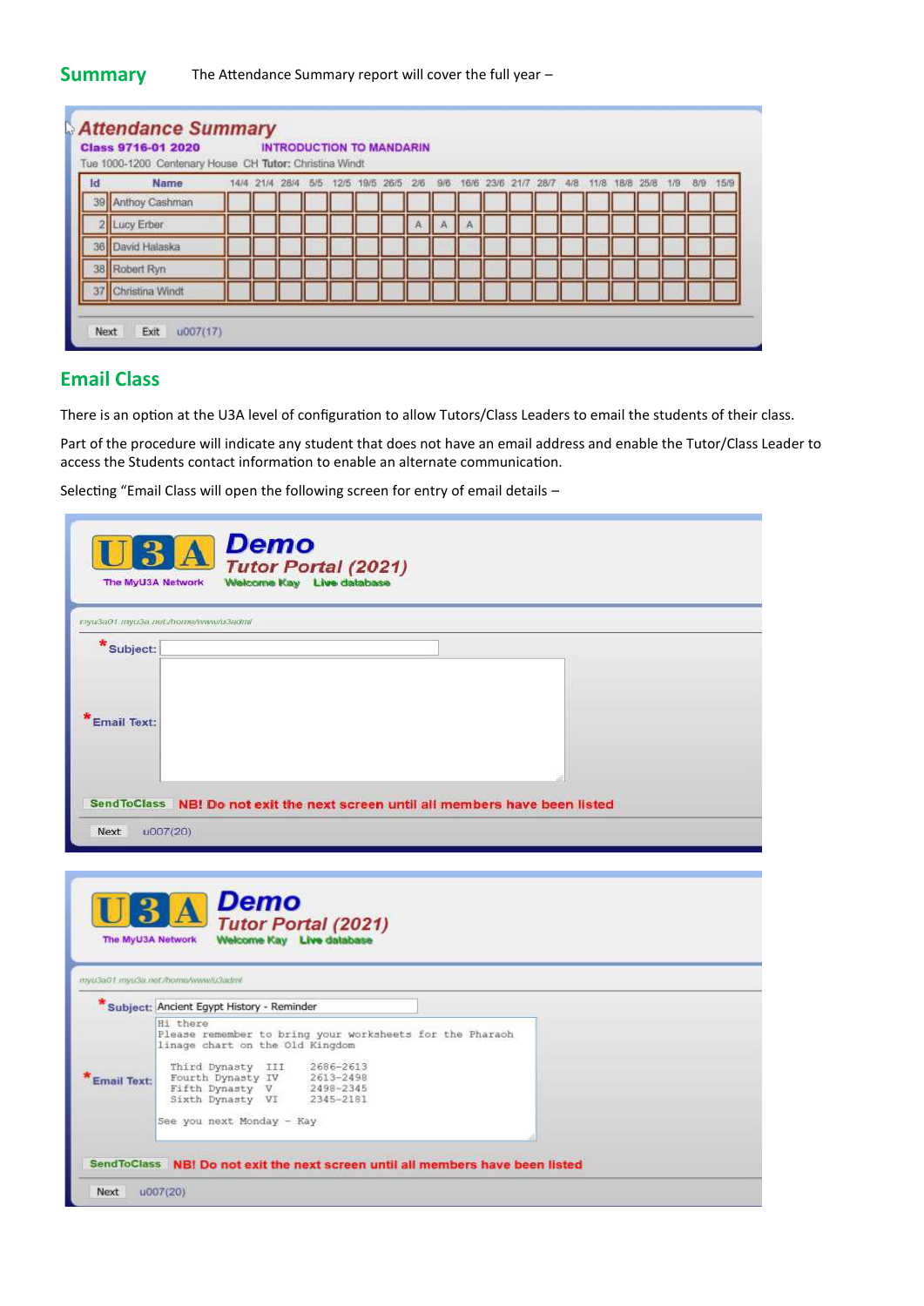## Summary

The Attendance Summary report will cover the full year –

**Attendance Summary**

**Class 9716-01 2020** **INTRODUCTION TO MANDARIN**

Tue 1000-1200 Centenary House CH **Tutor:** Christina Windt

| Id | Name | 14/4 | 21/4 | 28/4 | 5/5 | 12/5 | 19/5 | 26/5 | 2/6 | 9/6 | 16/6 | 23/6 | 21/7 | 28/7 | 4/8 | 11/8 | 18/8 | 25/8 | 1/9 | 8/9 | 15/9 |
|---|---|---|---|---|---|---|---|---|---|---|---|---|---|---|---|---|---|---|---|---|---|
| 39 | Anthoy Cashman | | | | | | | | | | | | | | | | | | | | |
| 2 | Lucy Erber | | | | | | | | A | A | A | | | | | | | | | | |
| 36 | David Halaska | | | | | | | | | | | | | | | | | | | | |
| 38 | Robert Ryn | | | | | | | | | | | | | | | | | | | | |
| 37 | Christina Windt | | | | | | | | | | | | | | | | | | | | |

Next Exit u007(17)

## Email Class

There is an option at the U3A level of configuration to allow Tutors/Class Leaders to email the students of their class.

Part of the procedure will indicate any student that does not have an email address and enable the Tutor/Class Leader to access the Students contact information to enable an alternate communication.

Selecting "Email Class will open the following screen for entry of email details –

U3A The MyU3A Network **Demo** Tutor Portal (2021) Welcome Kay Live database

myu3a01.myu3a.net./home/www/u3adml

*Subject:

*Email Text:

SendToClass **NB! Do not exit the next screen until all members have been listed**

Next u007(20)

U3A The MyU3A Network **Demo** Tutor Portal (2021) Welcome Kay Live database

myu3a01.myu3a.net./home/www/u3adml

*Subject: Ancient Egypt History - Reminder

*Email Text:

```
Hi there
Please remember to bring your worksheets for the Pharaoh
linage chart on the Old Kingdom

  Third Dynasty  III    2686-2613
  Fourth Dynasty IV     2613-2498
  Fifth Dynasty  V      2498-2345
  Sixth Dynasty  VI     2345-2181

See you next Monday - Kay
```

SendToClass **NB! Do not exit the next screen until all members have been listed**

Next u007(20)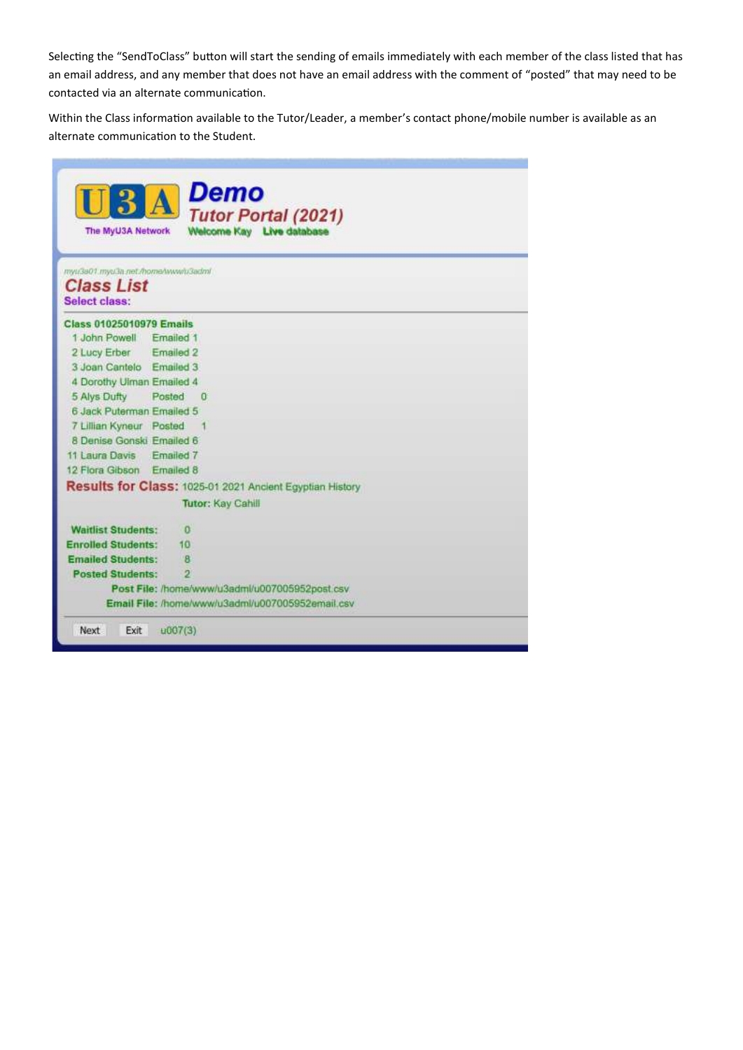Selecting the "SendToClass" button will start the sending of emails immediately with each member of the class listed that has an email address, and any member that does not have an email address with the comment of "posted" that may need to be contacted via an alternate communication.

Within the Class information available to the Tutor/Leader, a member's contact phone/mobile number is available as an alternate communication to the Student.

U3A The MyU3A Network

**Demo**

*Tutor Portal (2021)*

Welcome Kay Live database

myu3a01.myu3a.net /home/www/u3adml

## Class List

**Select class:**

**Class 01025010979 Emails**

| | | | |
|---|---|---|---|
| 1 | John Powell | Emailed | 1 |
| 2 | Lucy Erber | Emailed | 2 |
| 3 | Joan Cantelo | Emailed | 3 |
| 4 | Dorothy Ulman | Emailed | 4 |
| 5 | Alys Dufty | Posted | 0 |
| 6 | Jack Puterman | Emailed | 5 |
| 7 | Lillian Kyneur | Posted | 1 |
| 8 | Denise Gonski | Emailed | 6 |
| 11 | Laura Davis | Emailed | 7 |
| 12 | Flora Gibson | Emailed | 8 |

**Results for Class:** 1025-01 2021 Ancient Egyptian History

**Tutor:** Kay Cahill

**Waitlist Students:** 0
**Enrolled Students:** 10
**Emailed Students:** 8
**Posted Students:** 2
**Post File:** /home/www/u3admi/u007005952post.csv
**Email File:** /home/www/u3admi/u007005952email.csv

Next Exit u007(3)